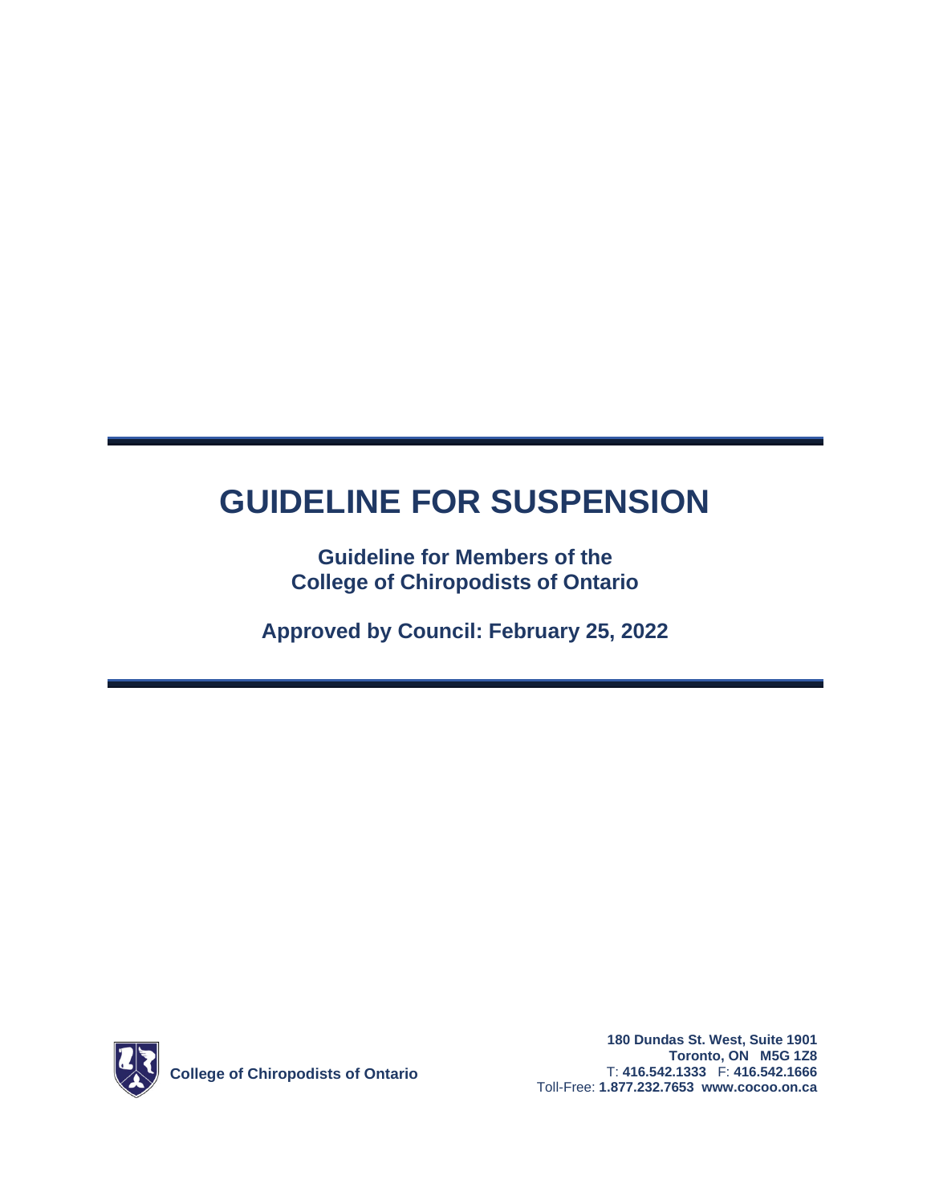# GUIDELINE FOR SUSPENSION

**Guideline for Members of the College of Chiropodists of Ontario**

**Approved by Council: February 25, 2022**

**College of Chiropodists of Ontario**

**180 Dundas St. West, Suite 1901**
**Toronto, ON M5G 1Z8**
T: **416.542.1333** F: **416.542.1666**
Toll-Free: **1.877.232.7653** **www.cocoo.on.ca**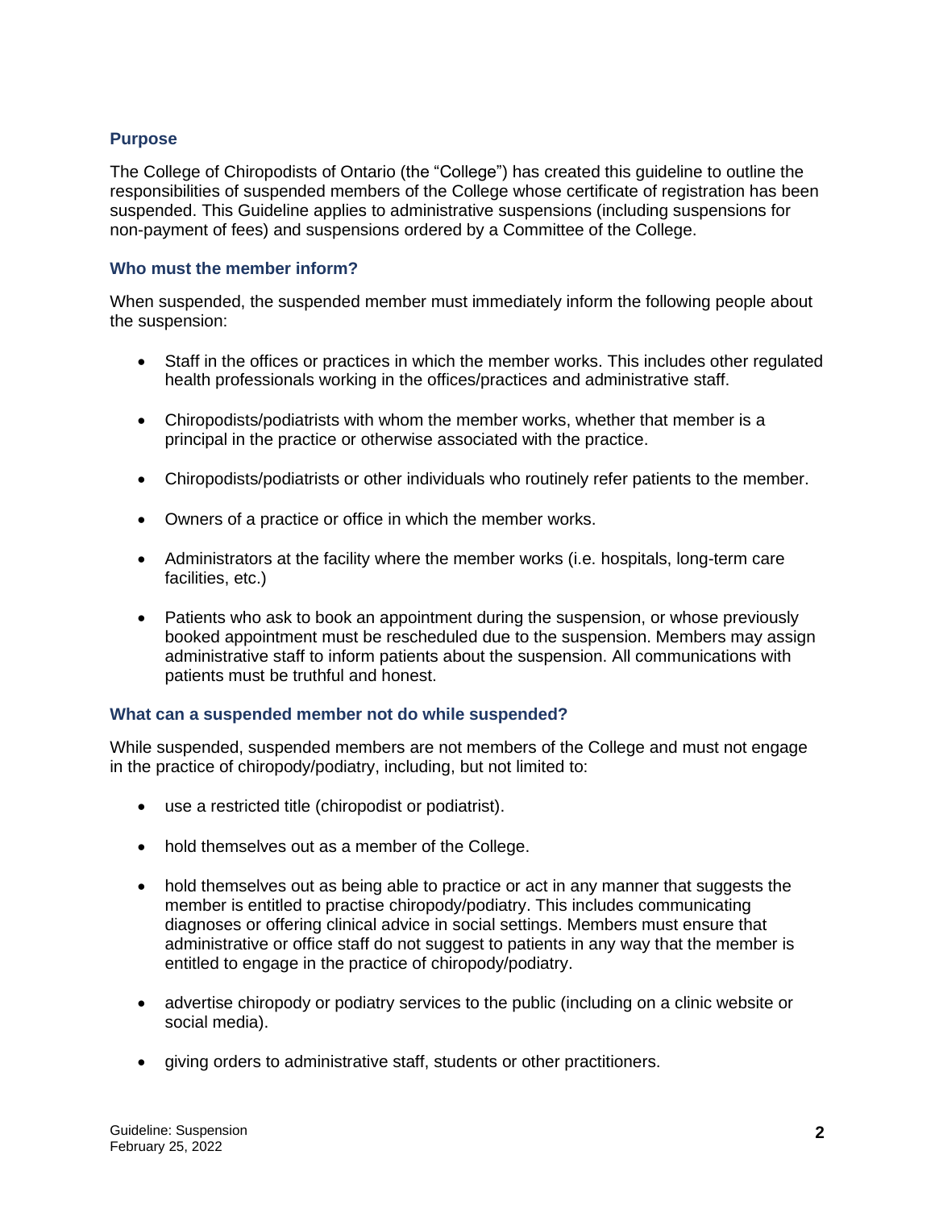## Purpose

The College of Chiropodists of Ontario (the "College") has created this guideline to outline the responsibilities of suspended members of the College whose certificate of registration has been suspended. This Guideline applies to administrative suspensions (including suspensions for non-payment of fees) and suspensions ordered by a Committee of the College.

## Who must the member inform?

When suspended, the suspended member must immediately inform the following people about the suspension:

- Staff in the offices or practices in which the member works. This includes other regulated health professionals working in the offices/practices and administrative staff.
- Chiropodists/podiatrists with whom the member works, whether that member is a principal in the practice or otherwise associated with the practice.
- Chiropodists/podiatrists or other individuals who routinely refer patients to the member.
- Owners of a practice or office in which the member works.
- Administrators at the facility where the member works (i.e. hospitals, long-term care facilities, etc.)
- Patients who ask to book an appointment during the suspension, or whose previously booked appointment must be rescheduled due to the suspension. Members may assign administrative staff to inform patients about the suspension. All communications with patients must be truthful and honest.

## What can a suspended member not do while suspended?

While suspended, suspended members are not members of the College and must not engage in the practice of chiropody/podiatry, including, but not limited to:

- use a restricted title (chiropodist or podiatrist).
- hold themselves out as a member of the College.
- hold themselves out as being able to practice or act in any manner that suggests the member is entitled to practise chiropody/podiatry. This includes communicating diagnoses or offering clinical advice in social settings. Members must ensure that administrative or office staff do not suggest to patients in any way that the member is entitled to engage in the practice of chiropody/podiatry.
- advertise chiropody or podiatry services to the public (including on a clinic website or social media).
- giving orders to administrative staff, students or other practitioners.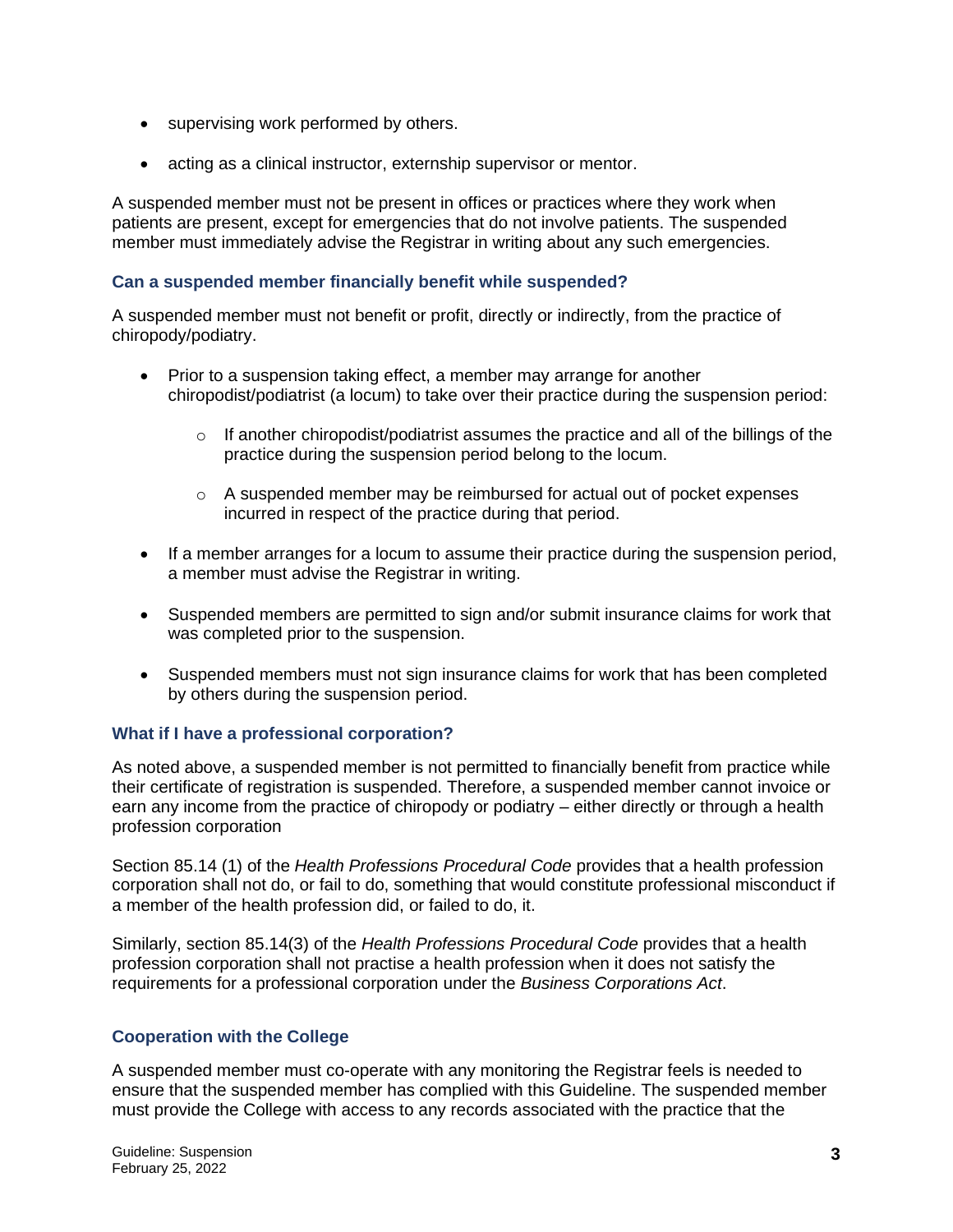- supervising work performed by others.
- acting as a clinical instructor, externship supervisor or mentor.

A suspended member must not be present in offices or practices where they work when patients are present, except for emergencies that do not involve patients. The suspended member must immediately advise the Registrar in writing about any such emergencies.

### Can a suspended member financially benefit while suspended?

A suspended member must not benefit or profit, directly or indirectly, from the practice of chiropody/podiatry.

- Prior to a suspension taking effect, a member may arrange for another chiropodist/podiatrist (a locum) to take over their practice during the suspension period:
    - If another chiropodist/podiatrist assumes the practice and all of the billings of the practice during the suspension period belong to the locum.
    - A suspended member may be reimbursed for actual out of pocket expenses incurred in respect of the practice during that period.
- If a member arranges for a locum to assume their practice during the suspension period, a member must advise the Registrar in writing.
- Suspended members are permitted to sign and/or submit insurance claims for work that was completed prior to the suspension.
- Suspended members must not sign insurance claims for work that has been completed by others during the suspension period.

### What if I have a professional corporation?

As noted above, a suspended member is not permitted to financially benefit from practice while their certificate of registration is suspended. Therefore, a suspended member cannot invoice or earn any income from the practice of chiropody or podiatry – either directly or through a health profession corporation

Section 85.14 (1) of the *Health Professions Procedural Code* provides that a health profession corporation shall not do, or fail to do, something that would constitute professional misconduct if a member of the health profession did, or failed to do, it.

Similarly, section 85.14(3) of the *Health Professions Procedural Code* provides that a health profession corporation shall not practise a health profession when it does not satisfy the requirements for a professional corporation under the *Business Corporations Act*.

### Cooperation with the College

A suspended member must co-operate with any monitoring the Registrar feels is needed to ensure that the suspended member has complied with this Guideline. The suspended member must provide the College with access to any records associated with the practice that the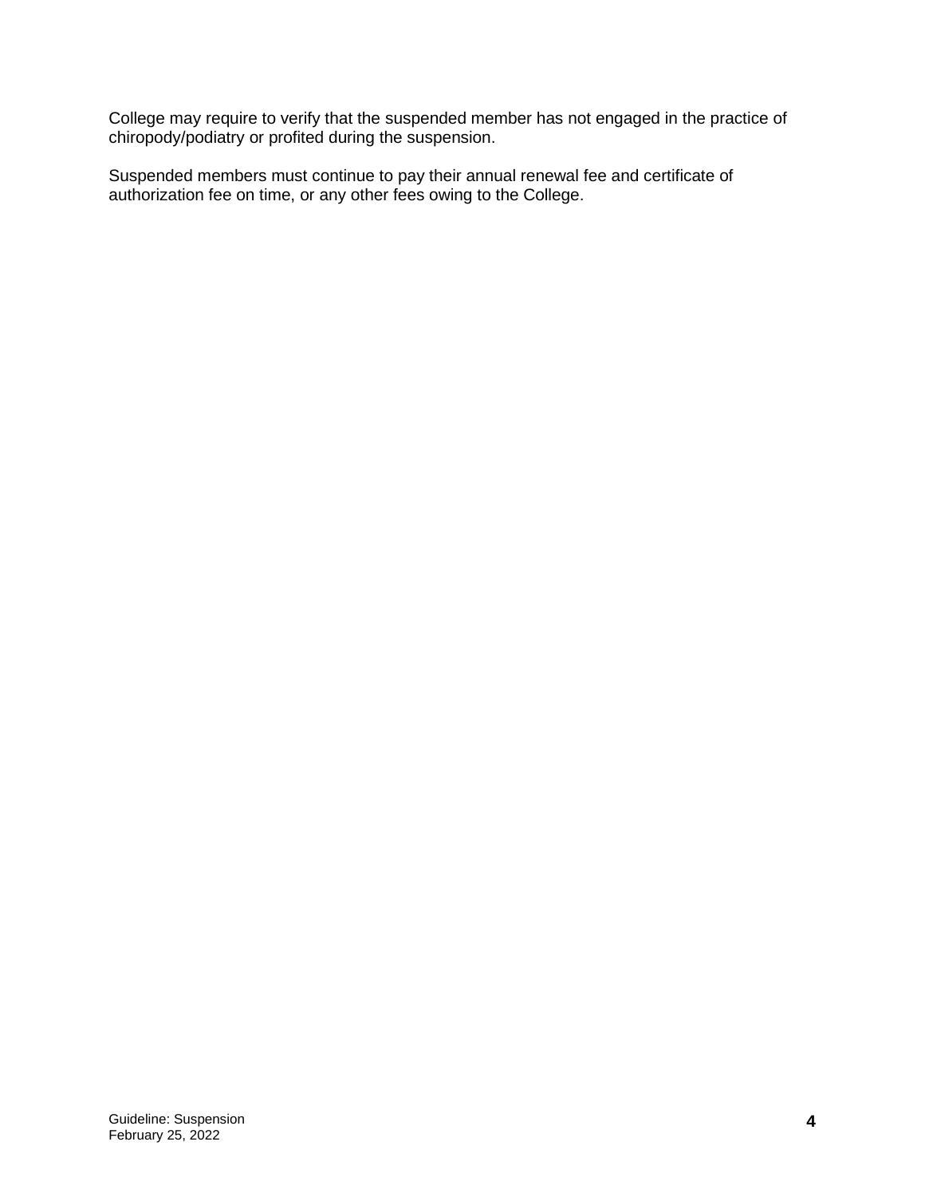College may require to verify that the suspended member has not engaged in the practice of chiropody/podiatry or profited during the suspension.

Suspended members must continue to pay their annual renewal fee and certificate of authorization fee on time, or any other fees owing to the College.